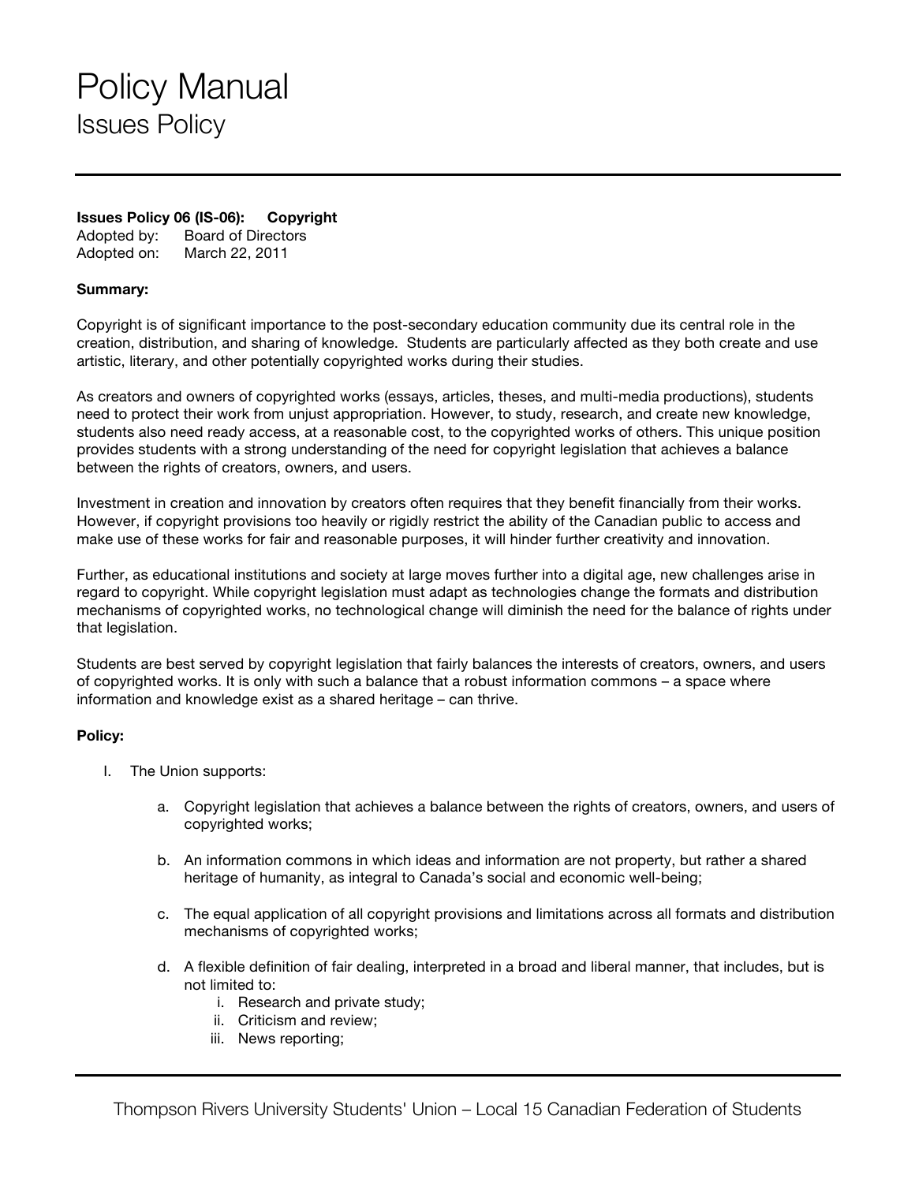# Policy Manual

## Issues Policy

**Issues Policy 06 (IS-06): Copyright**
Adopted by: Board of Directors
Adopted on: March 22, 2011

**Summary:**

Copyright is of significant importance to the post-secondary education community due its central role in the creation, distribution, and sharing of knowledge. Students are particularly affected as they both create and use artistic, literary, and other potentially copyrighted works during their studies.

As creators and owners of copyrighted works (essays, articles, theses, and multi-media productions), students need to protect their work from unjust appropriation. However, to study, research, and create new knowledge, students also need ready access, at a reasonable cost, to the copyrighted works of others. This unique position provides students with a strong understanding of the need for copyright legislation that achieves a balance between the rights of creators, owners, and users.

Investment in creation and innovation by creators often requires that they benefit financially from their works. However, if copyright provisions too heavily or rigidly restrict the ability of the Canadian public to access and make use of these works for fair and reasonable purposes, it will hinder further creativity and innovation.

Further, as educational institutions and society at large moves further into a digital age, new challenges arise in regard to copyright. While copyright legislation must adapt as technologies change the formats and distribution mechanisms of copyrighted works, no technological change will diminish the need for the balance of rights under that legislation.

Students are best served by copyright legislation that fairly balances the interests of creators, owners, and users of copyrighted works. It is only with such a balance that a robust information commons – a space where information and knowledge exist as a shared heritage – can thrive.

**Policy:**

I. The Union supports:

   a. Copyright legislation that achieves a balance between the rights of creators, owners, and users of copyrighted works;

   b. An information commons in which ideas and information are not property, but rather a shared heritage of humanity, as integral to Canada's social and economic well-being;

   c. The equal application of all copyright provisions and limitations across all formats and distribution mechanisms of copyrighted works;

   d. A flexible definition of fair dealing, interpreted in a broad and liberal manner, that includes, but is not limited to:
      i. Research and private study;
      ii. Criticism and review;
      iii. News reporting;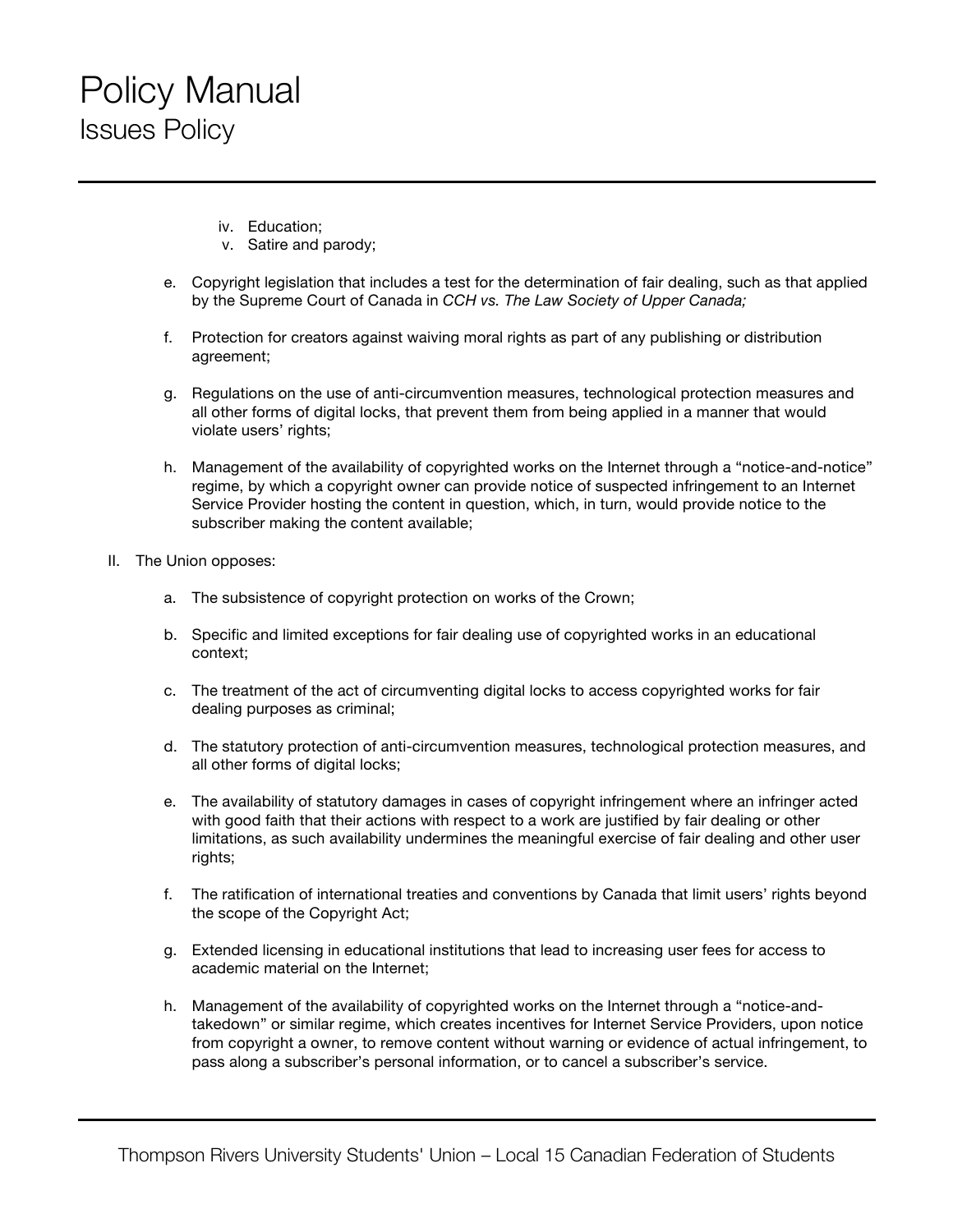- iv. Education;
- v. Satire and parody;

e. Copyright legislation that includes a test for the determination of fair dealing, such as that applied by the Supreme Court of Canada in *CCH vs. The Law Society of Upper Canada;*

f. Protection for creators against waiving moral rights as part of any publishing or distribution agreement;

g. Regulations on the use of anti-circumvention measures, technological protection measures and all other forms of digital locks, that prevent them from being applied in a manner that would violate users' rights;

h. Management of the availability of copyrighted works on the Internet through a "notice-and-notice" regime, by which a copyright owner can provide notice of suspected infringement to an Internet Service Provider hosting the content in question, which, in turn, would provide notice to the subscriber making the content available;

II. The Union opposes:

a. The subsistence of copyright protection on works of the Crown;

b. Specific and limited exceptions for fair dealing use of copyrighted works in an educational context;

c. The treatment of the act of circumventing digital locks to access copyrighted works for fair dealing purposes as criminal;

d. The statutory protection of anti-circumvention measures, technological protection measures, and all other forms of digital locks;

e. The availability of statutory damages in cases of copyright infringement where an infringer acted with good faith that their actions with respect to a work are justified by fair dealing or other limitations, as such availability undermines the meaningful exercise of fair dealing and other user rights;

f. The ratification of international treaties and conventions by Canada that limit users' rights beyond the scope of the Copyright Act;

g. Extended licensing in educational institutions that lead to increasing user fees for access to academic material on the Internet;

h. Management of the availability of copyrighted works on the Internet through a "notice-and-takedown" or similar regime, which creates incentives for Internet Service Providers, upon notice from copyright a owner, to remove content without warning or evidence of actual infringement, to pass along a subscriber's personal information, or to cancel a subscriber's service.